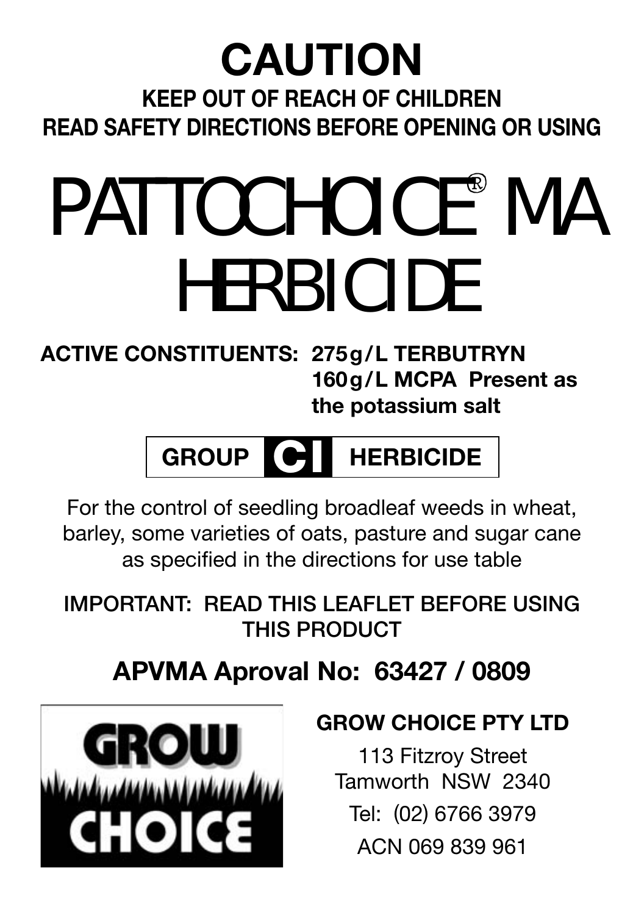# CAUTION

**KEEP OUT OF REACH OF CHILDREN**

**READ SAFETY DIRECTIONS BEFORE OPENING OR USING**

# PATTOCHOICE® MA HERBICIDE

**ACTIVE CONSTITUENTS: 275g/L TERBUTRYN**
**160g/L MCPA Present as the potassium salt**

**GROUP C I HERBICIDE**

For the control of seedling broadleaf weeds in wheat, barley, some varieties of oats, pasture and sugar cane as specified in the directions for use table

IMPORTANT: READ THIS LEAFLET BEFORE USING THIS PRODUCT

## APVMA Aproval No: 63427 / 0809

GROW CHOICE

**GROW CHOICE PTY LTD**

113 Fitzroy Street
Tamworth NSW 2340

Tel: (02) 6766 3979

ACN 069 839 961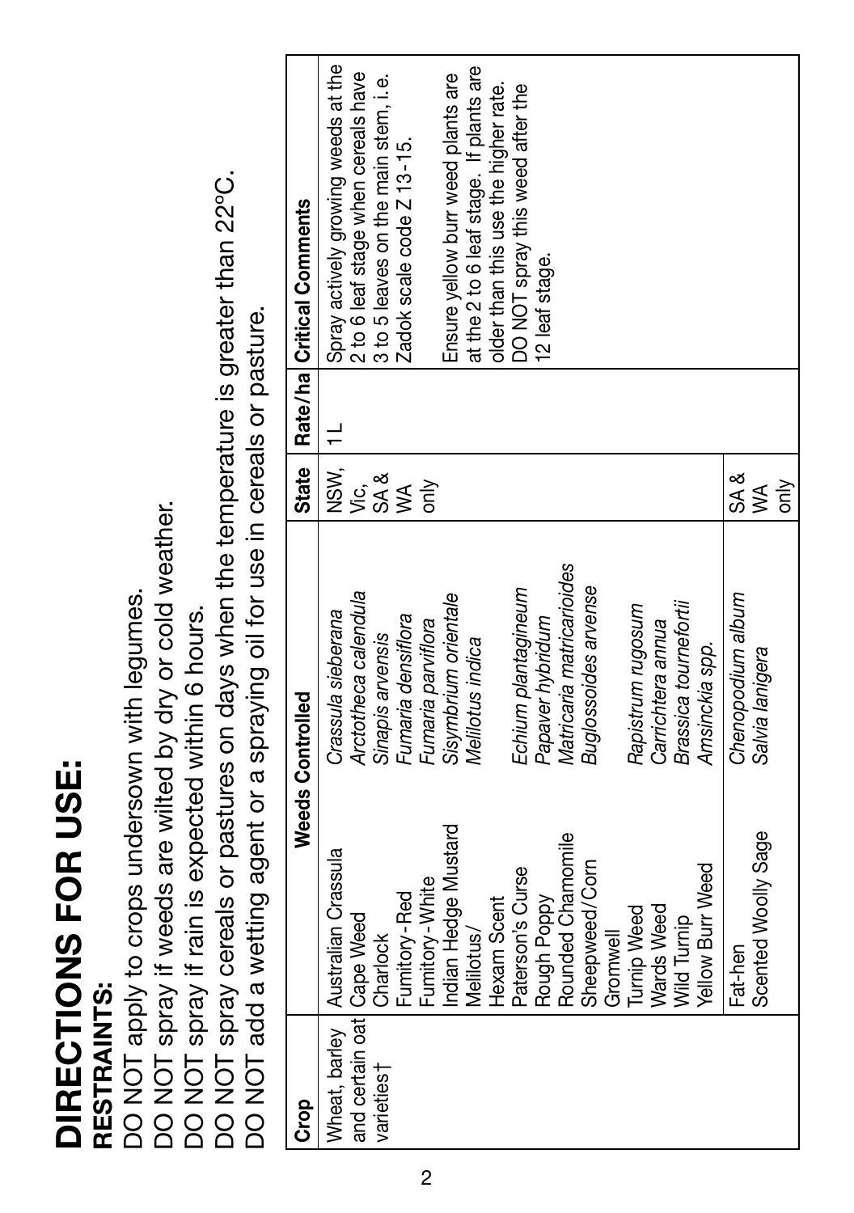# DIRECTIONS FOR USE:

**RESTRAINTS:**

DO NOT apply to crops undersown with legumes.
DO NOT spray if weeds are wilted by dry or cold weather.
DO NOT spray if rain is expected within 6 hours.
DO NOT spray cereals or pastures on days when the temperature is greater than 22°C.
DO NOT add a wetting agent or a spraying oil for use in cereals or pasture.

| Crop | Weeds Controlled | | State | Rate/ha | Critical Comments |
|---|---|---|---|---|---|
| Wheat, barley and certain oat varieties† | Australian Crassula<br>Cape Weed<br>Charlock<br>Fumitory-Red<br>Fumitory-White<br>Indian Hedge Mustard<br>Melilotus/<br>Hexam Scent<br>Paterson's Curse<br>Rough Poppy<br>Rounded Chamomile<br>Sheepweed/Corn<br>Gromwell<br>Turnip Weed<br>Wards Weed<br>Wild Turnip<br>Yellow Burr Weed | *Crassula sieberana*<br>*Arctotheca calendula*<br>*Sinapis arvensis*<br>*Fumaria densiflora*<br>*Fumaria parviflora*<br>*Sisymbrium orientale*<br>*Melilotus indica*<br><br>*Echium plantagineum*<br>*Papaver hybridum*<br>*Matricaria matricarioides*<br>*Buglossoides arvense*<br><br>*Rapistrum rugosum*<br>*Carrichtera annua*<br>*Brassica tournefortii*<br>*Amsinckia spp.* | NSW, Vic, SA & WA only | 1L | Spray actively growing weeds at the 2 to 6 leaf stage when cereals have 3 to 5 leaves on the main stem, i.e. Zadok scale code Z 13-15.<br><br>Ensure yellow burr weed plants are at the 2 to 6 leaf stage. If plants are older than this use the higher rate. DO NOT spray this weed after the 12 leaf stage. |
| | Fat-hen<br>Scented Woolly Sage | *Chenopodium album*<br>*Salvia lanigera* | SA & WA only | | |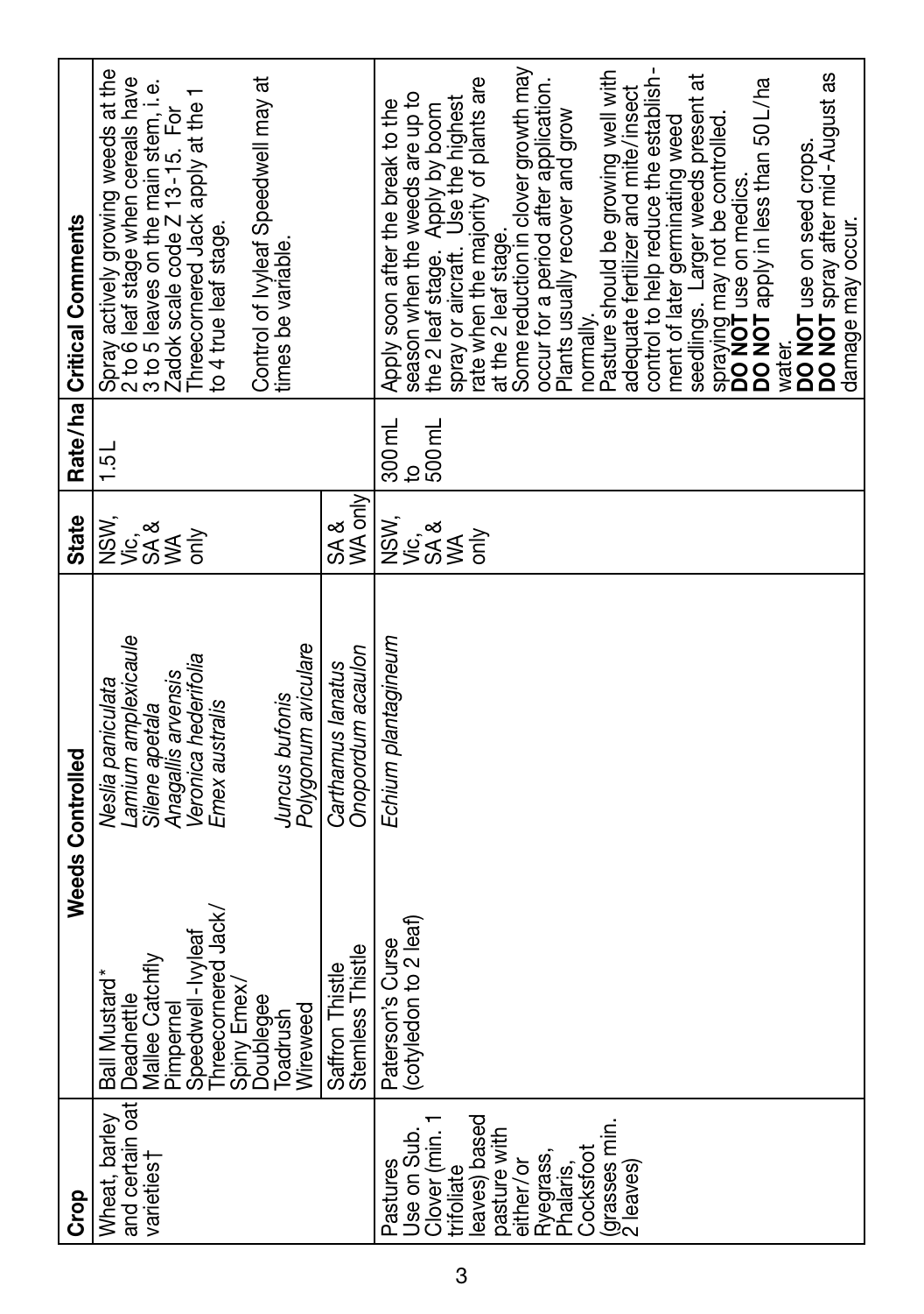| Crop | Weeds Controlled | | State | Rate/ha | Critical Comments |
|---|---|---|---|---|---|
| Wheat, barley and certain oat varieties† | Ball Mustard* Deadnettle Mallee Catchfly Pimpernel Speedwell - Ivyleaf Threecornered Jack/ Spiny Emex/ Doublegee Toadrush Wireweed | *Neslia paniculata* *Lamium amplexicaule* *Silene apetala* *Anagallis arvensis* *Veronica hederifolia* *Emex australis* *Juncus bufonis* *Polygonum aviculare* | NSW, Vic, SA & WA only | 1.5 L | Spray actively growing weeds at the 2 to 6 leaf stage when cereals have 3 to 5 leaves on the main stem, i.e. Zadok scale code Z 13 - 15. For Threecornered Jack apply at the 1 to 4 true leaf stage. Control of Ivyleaf Speedwell may at times be variable. |
| | Saffron Thistle Stemless Thistle | *Carthamus lanatus* *Onopordum acaulon* | SA & WA only | | |
| Pastures Use on Sub. Clover (min. 1 trifoliate leaves) based pasture with either/or Ryegrass, Phalaris, Cocksfoot (grasses min. 2 leaves) | Paterson's Curse (cotyledon to 2 leaf) | *Echium plantagineum* | NSW, Vic, SA & WA only | 300 mL to 500 mL | Apply soon after the break to the season when the weeds are up to the 2 leaf stage. Apply by boom spray or aircraft. Use the highest rate when the majority of plants are at the 2 leaf stage. Some reduction in clover growth may occur for a period after application. Plants usually recover and grow normally. Pasture should be growing well with adequate fertilizer and mite/insect control to help reduce the establishment of later germinating weed seedlings. Larger weeds present at spraying may not be controlled. **DO NOT** use on medics. **DO NOT** apply in less than 50 L/ha water. **DO NOT** use on seed crops. **DO NOT** spray after mid-August as damage may occur. |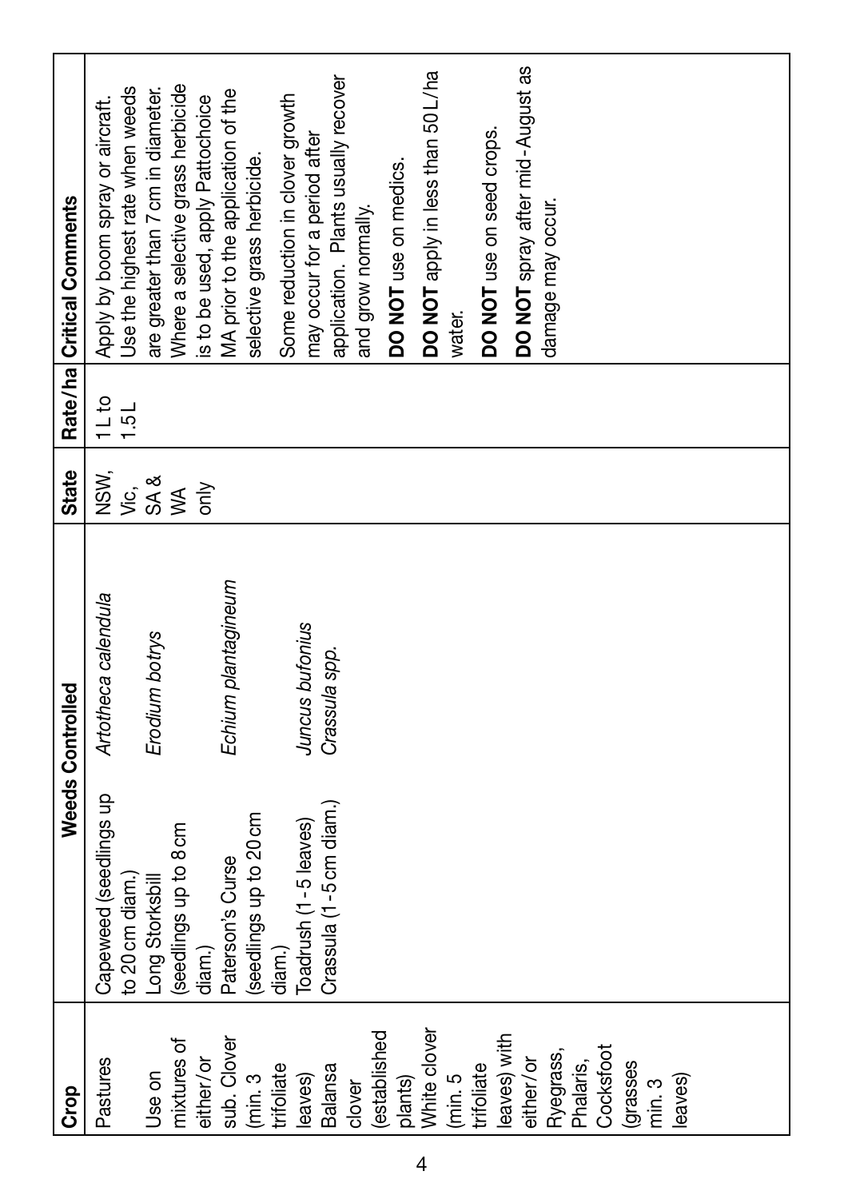| Crop | Weeds Controlled | | State | Rate/ha | Critical Comments |
|---|---|---|---|---|---|
| Pastures<br><br>Use on mixtures of either/or sub. Clover (min. 3 trifoliate leaves) Balansa clover (established plants) White clover (min. 5 trifoliate leaves) with either/or Ryegrass, Phalaris, Cocksfoot (grasses min. 3 leaves) | Capeweed (seedlings up to 20 cm diam.)<br>Long Storksbill (seedlings up to 8 cm diam.)<br>Paterson's Curse (seedlings up to 20 cm diam.)<br>Toadrush (1-5 leaves)<br>Crassula (1-5 cm diam.) | *Artotheca calendula*<br><br>*Erodium botrys*<br><br>*Echium plantagineum*<br><br>*Juncus bufonius*<br>*Crassula spp.* | NSW, Vic, SA & WA only | 1 L to 1.5 L | Apply by boom spray or aircraft.<br>Use the highest rate when weeds are greater than 7 cm in diameter.<br>Where a selective grass herbicide is to be used, apply Pattochoice MA prior to the application of the selective grass herbicide.<br>Some reduction in clover growth may occur for a period after application. Plants usually recover and grow normally.<br>**DO NOT** use on medics.<br>**DO NOT** apply in less than 50 L/ha water.<br>**DO NOT** use on seed crops.<br>**DO NOT** spray after mid-August as damage may occur. |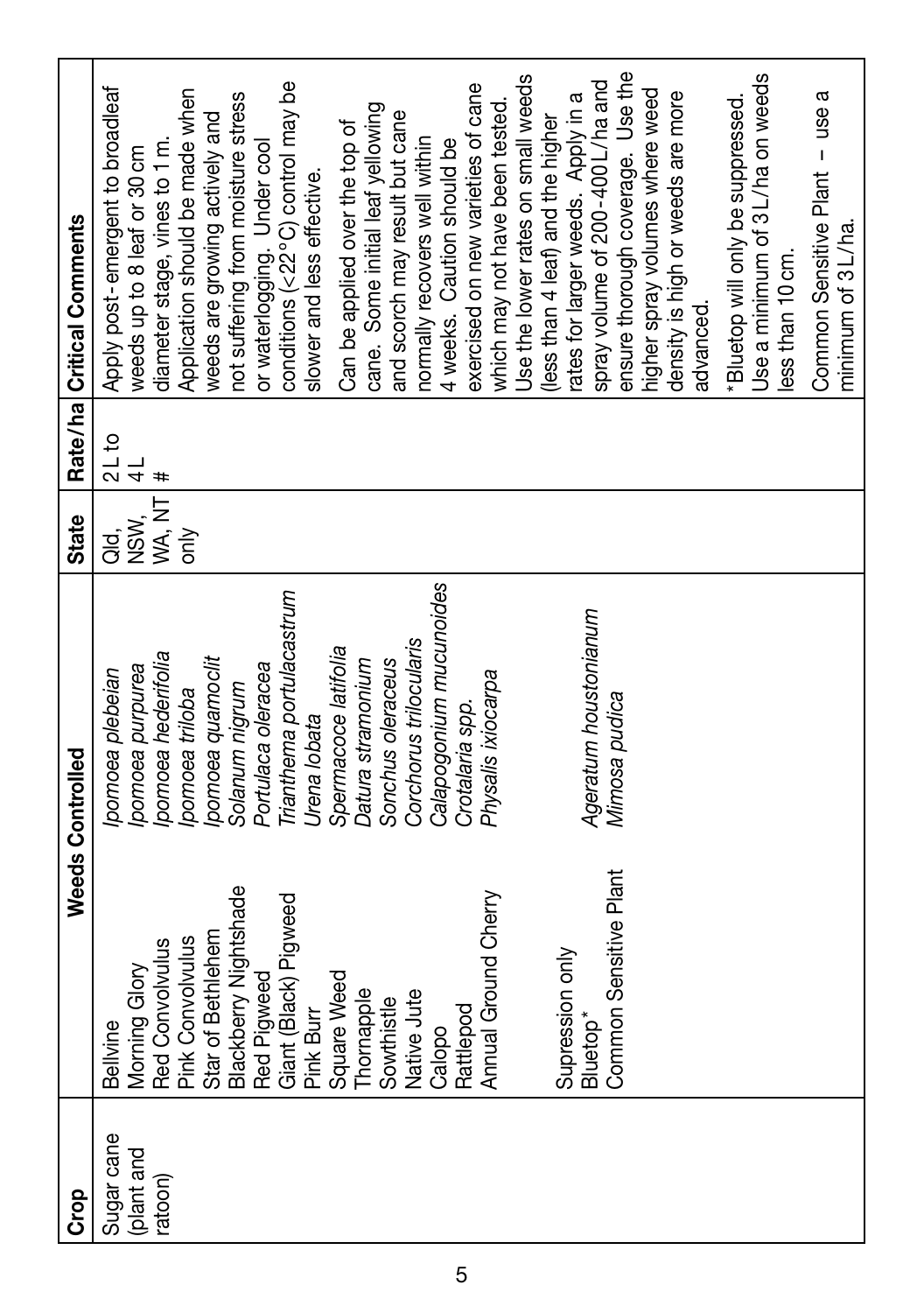| Crop | Weeds Controlled | | State | Rate/ha | Critical Comments |
|---|---|---|---|---|---|
| Sugar cane (plant and ratoon) | Bellvine<br>Morning Glory<br>Red Convolvulus<br>Pink Convolvulus<br>Star of Bethlehem<br>Blackberry Nightshade<br>Red Pigweed<br>Giant (Black) Pigweed<br>Pink Burr<br>Square Weed<br>Thornapple<br>Sowthistle<br>Native Jute<br>Calopo<br>Rattlepod<br>Annual Ground Cherry<br><br>Supression only<br>Bluetop*<br>Common Sensitive Plant | *Ipomoea plebeian*<br>*Ipomoea purpurea*<br>*Ipomoea hederifolia*<br>*Ipomoea triloba*<br>*Ipomoea quamoclit*<br>*Solanum nigrum*<br>*Portulaca oleracea*<br>*Trianthema portulacastrum*<br>*Urena lobata*<br>*Spermacoce latifolia*<br>*Datura stramonium*<br>*Sonchus oleraceus*<br>*Corchorus trilocularis*<br>*Calapogonium mucunoides*<br>*Crotalaria spp.*<br>*Physalis ixiocarpa*<br><br><br>*Ageratum houstonianum*<br>*Mimosa pudica* | Qld, NSW, WA, NT only | 2 L to 4 L # | Apply post-emergent to broadleaf weeds up to 8 leaf or 30 cm diameter stage, vines to 1 m. Application should be made when weeds are growing actively and not suffering from moisture stress or waterlogging. Under cool conditions (<22°C) control may be slower and less effective.<br><br>Can be applied over the top of cane. Some initial leaf yellowing and scorch may result but cane normally recovers well within 4 weeks. Caution should be exercised on new varieties of cane which may not have been tested. Use the lower rates on small weeds (less than 4 leaf) and the higher rates for larger weeds. Apply in a spray volume of 200-400 L/ha and ensure thorough coverage. Use the higher spray volumes where weed density is high or weeds are more advanced.<br><br>*Bluetop will only be suppressed. Use a minimum of 3 L/ha on weeds less than 10 cm.<br><br>Common Sensitive Plant – use a minimum of 3 L/ha. |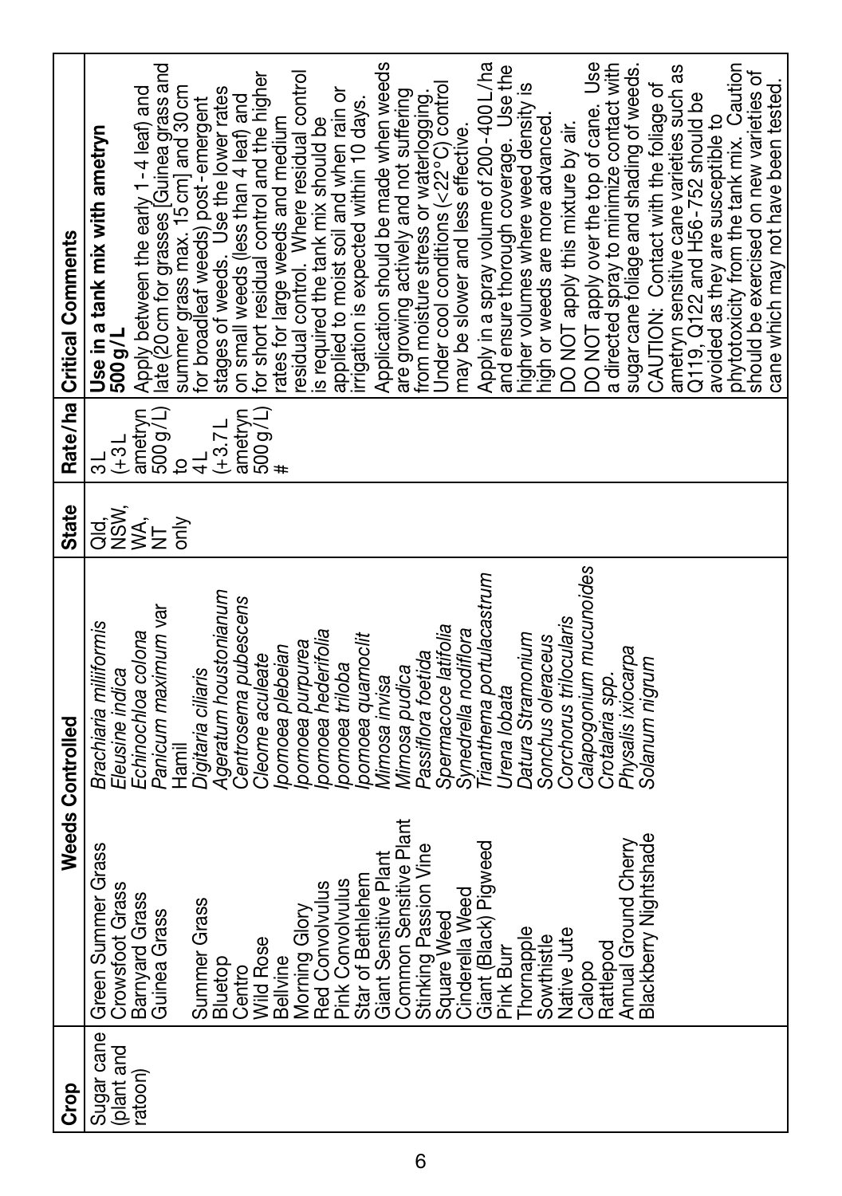| Crop | Weeds Controlled | | State | Rate/ha | Critical Comments |
|---|---|---|---|---|---|
| Sugar cane (plant and ratoon) | Green Summer Grass<br>Crowsfoot Grass<br>Barnyard Grass<br>Guinea Grass<br><br>Summer Grass<br>Bluetop<br>Centro<br>Wild Rose<br>Bellvine<br>Morning Glory<br>Red Convolvulus<br>Pink Convolvulus<br>Star of Bethlehem<br>Giant Sensitive Plant<br>Common Sensitive Plant<br>Stinking Passion Vine<br>Square Weed<br>Cinderella Weed<br>Giant (Black) Pigweed<br>Pink Burr<br>Thornapple<br>Sowthistle<br>Native Jute<br>Calopo<br>Rattlepod<br>Annual Ground Cherry<br>Blackberry Nightshade | *Brachiaria milliformis*<br>*Eleusine indica*<br>*Echinochloa colona*<br>*Panicum maximum* var Hamil<br>*Digitaria ciliaris*<br>*Ageratum houstonianum*<br>*Centrosema pubescens*<br>*Cleome aculeate*<br>*Ipomoea plebeian*<br>*Ipomoea purpurea*<br>*Ipomoea hederifolia*<br>*Ipomoea triloba*<br>*Ipomoea quamoclit*<br>*Mimosa invisa*<br>*Mimosa pudica*<br>*Passiflora foetida*<br>*Spermacoce latifolia*<br>*Synedrella nodiflora*<br>*Trianthema portulacastrum*<br>*Urena lobata*<br>*Datura Stramonium*<br>*Sonchus oleraceus*<br>*Corchorus trilocularis*<br>*Calapogonium mucunoides*<br>*Crotalaria spp.*<br>*Physalis ixiocarpa*<br>*Solanum nigrum* | Qld, NSW, WA, NT only | 3 L (+3 L ametryn 500 g/L) to 4 L (+3.7 L ametryn 500 g/L) # | **Use in a tank mix with ametryn 500 g/L**<br>Apply between the early 1-4 leaf) and late (20 cm for grasses [Guinea grass and summer grass max. 15 cm] and 30 cm for broadleaf weeds) post-emergent stages of weeds. Use the lower rates on small weeds (less than 4 leaf) and for short residual control and the higher rates for large weeds and medium residual control. Where residual control is required the tank mix should be applied to moist soil and when rain or irrigation is expected within 10 days.<br>Application should be made when weeds are growing actively and not suffering from moisture stress or waterlogging. Under cool conditions (<22°C) control may be slower and less effective.<br>Apply in a spray volume of 200-400 L/ha and ensure thorough coverage. Use the higher volumes where weed density is high or weeds are more advanced.<br>DO NOT apply this mixture by air.<br>DO NOT apply over the top of cane. Use a directed spray to minimize contact with sugar cane foliage and shading of weeds.<br>CAUTION: Contact with the foliage of ametryn sensitive cane varieties such as Q119, Q122 and H56-752 should be avoided as they are susceptible to phytotoxicity from the tank mix. Caution should be exercised on new varieties of cane which may not have been tested. |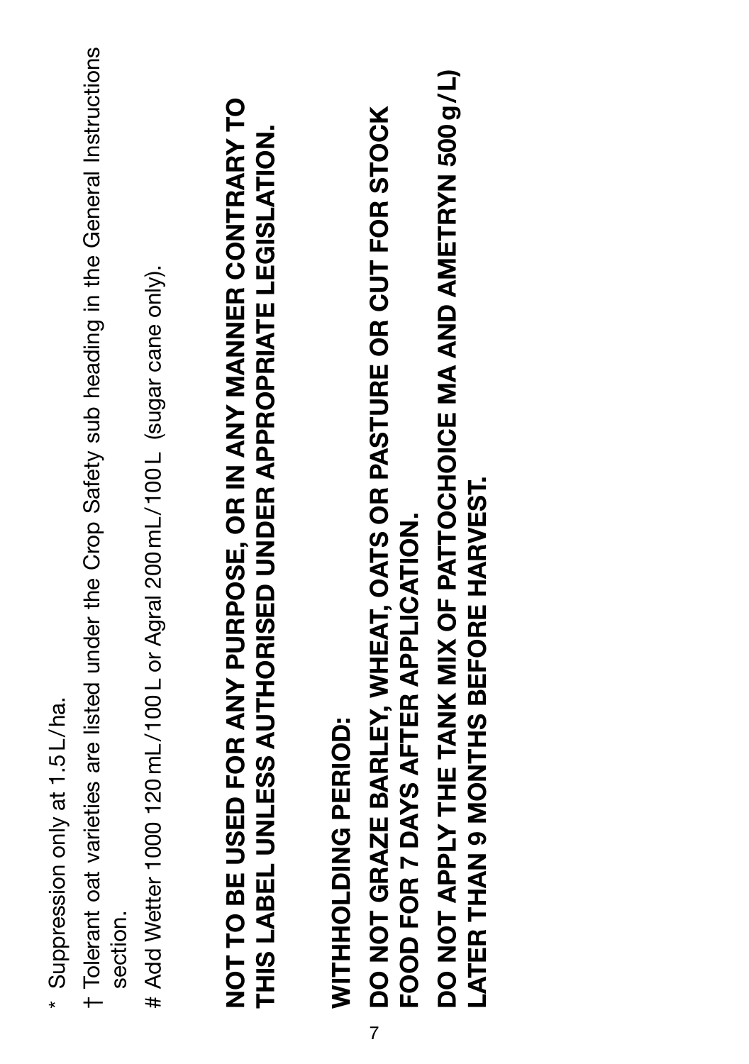\* Suppression only at 1.5 L/ha.

† Tolerant oat varieties are listed under the Crop Safety sub heading in the General Instructions section.

\# Add Wetter 1000 120 mL/100 L or Agral 200 mL/100 L (sugar cane only).

**NOT TO BE USED FOR ANY PURPOSE, OR IN ANY MANNER CONTRARY TO THIS LABEL UNLESS AUTHORISED UNDER APPROPRIATE LEGISLATION.**

**WITHHOLDING PERIOD:**

**DO NOT GRAZE BARLEY, WHEAT, OATS OR PASTURE OR CUT FOR STOCK FOOD FOR 7 DAYS AFTER APPLICATION.**

**DO NOT APPLY THE TANK MIX OF PATTOCHOICE MA AND AMETRYN 500 g/L) LATER THAN 9 MONTHS BEFORE HARVEST.**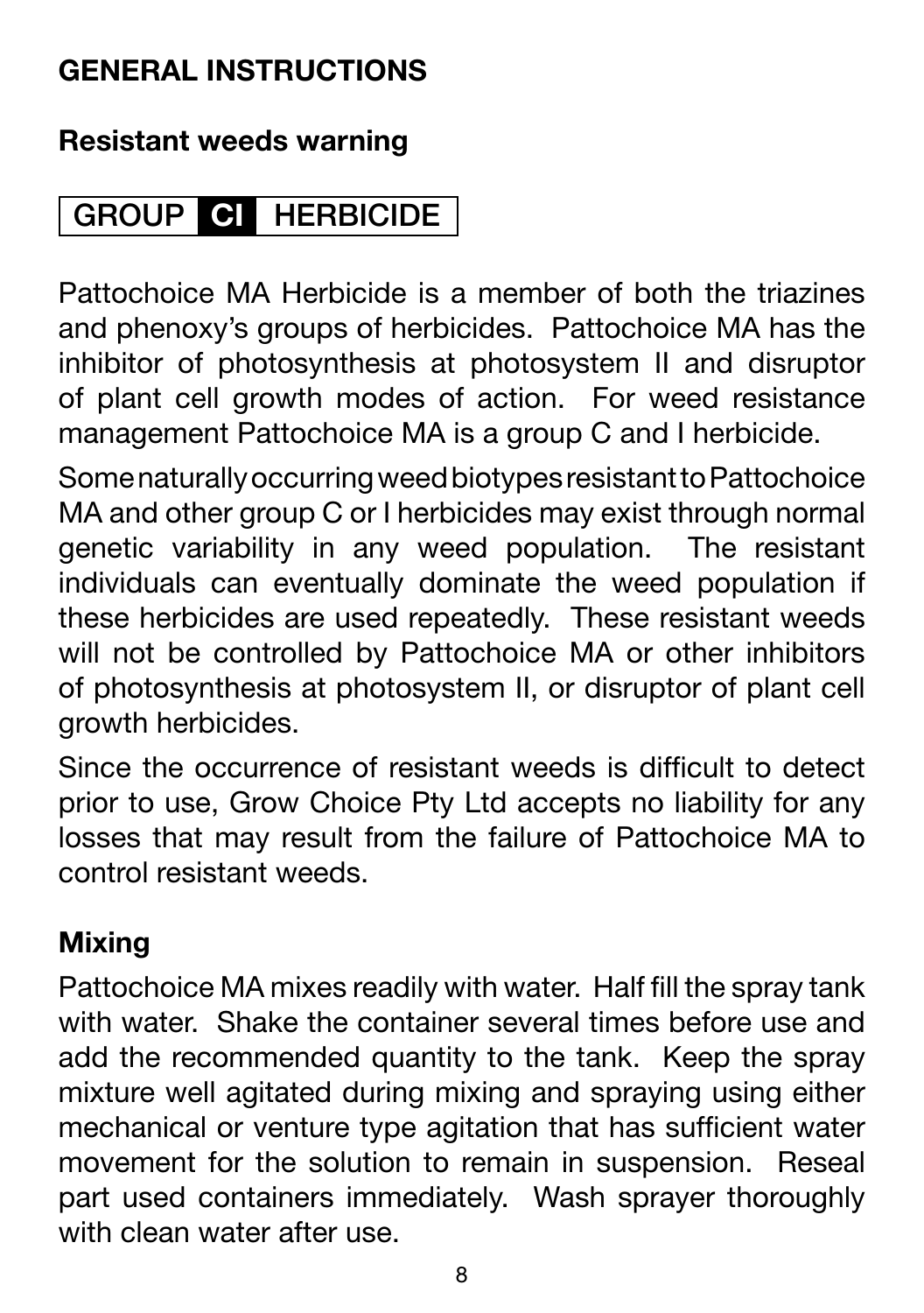## GENERAL INSTRUCTIONS

### Resistant weeds warning

**GROUP CI HERBICIDE**

Pattochoice MA Herbicide is a member of both the triazines and phenoxy's groups of herbicides. Pattochoice MA has the inhibitor of photosynthesis at photosystem II and disruptor of plant cell growth modes of action. For weed resistance management Pattochoice MA is a group C and I herbicide.

Some naturally occurring weed biotypes resistant to Pattochoice MA and other group C or I herbicides may exist through normal genetic variability in any weed population. The resistant individuals can eventually dominate the weed population if these herbicides are used repeatedly. These resistant weeds will not be controlled by Pattochoice MA or other inhibitors of photosynthesis at photosystem II, or disruptor of plant cell growth herbicides.

Since the occurrence of resistant weeds is difficult to detect prior to use, Grow Choice Pty Ltd accepts no liability for any losses that may result from the failure of Pattochoice MA to control resistant weeds.

### Mixing

Pattochoice MA mixes readily with water. Half fill the spray tank with water. Shake the container several times before use and add the recommended quantity to the tank. Keep the spray mixture well agitated during mixing and spraying using either mechanical or venture type agitation that has sufficient water movement for the solution to remain in suspension. Reseal part used containers immediately. Wash sprayer thoroughly with clean water after use.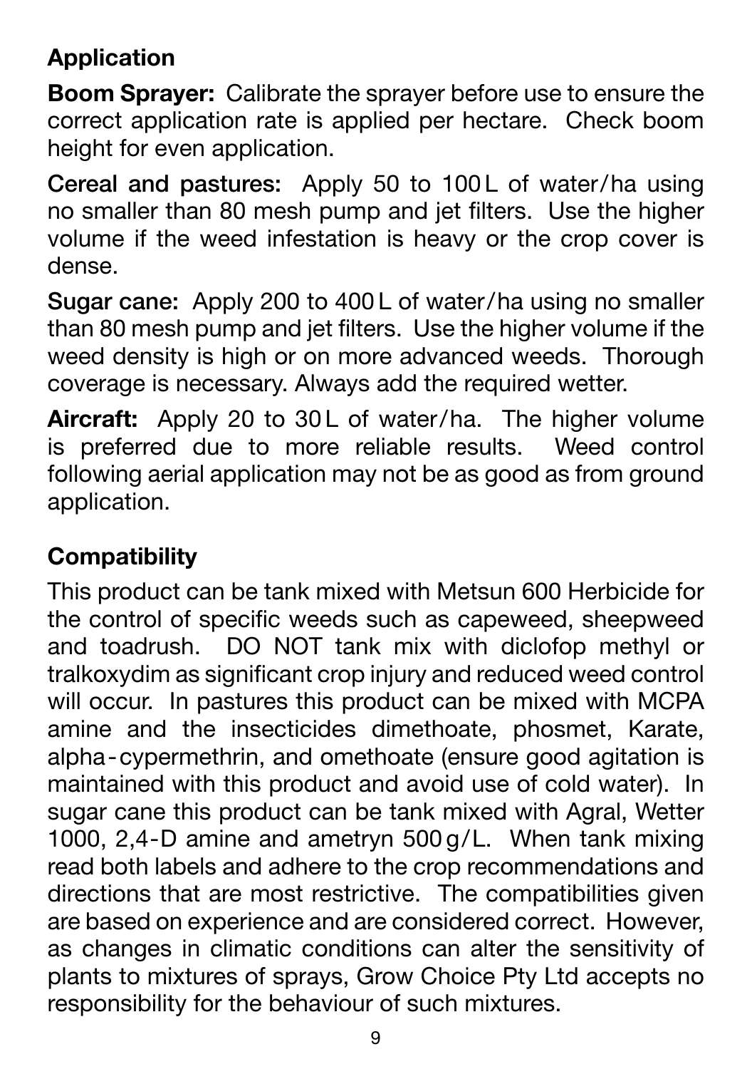## Application

**Boom Sprayer:** Calibrate the sprayer before use to ensure the correct application rate is applied per hectare. Check boom height for even application.

**Cereal and pastures:** Apply 50 to 100 L of water/ha using no smaller than 80 mesh pump and jet filters. Use the higher volume if the weed infestation is heavy or the crop cover is dense.

**Sugar cane:** Apply 200 to 400 L of water/ha using no smaller than 80 mesh pump and jet filters. Use the higher volume if the weed density is high or on more advanced weeds. Thorough coverage is necessary. Always add the required wetter.

**Aircraft:** Apply 20 to 30 L of water/ha. The higher volume is preferred due to more reliable results. Weed control following aerial application may not be as good as from ground application.

## Compatibility

This product can be tank mixed with Metsun 600 Herbicide for the control of specific weeds such as capeweed, sheepweed and toadrush. DO NOT tank mix with diclofop methyl or tralkoxydim as significant crop injury and reduced weed control will occur. In pastures this product can be mixed with MCPA amine and the insecticides dimethoate, phosmet, Karate, alpha-cypermethrin, and omethoate (ensure good agitation is maintained with this product and avoid use of cold water). In sugar cane this product can be tank mixed with Agral, Wetter 1000, 2,4-D amine and ametryn 500 g/L. When tank mixing read both labels and adhere to the crop recommendations and directions that are most restrictive. The compatibilities given are based on experience and are considered correct. However, as changes in climatic conditions can alter the sensitivity of plants to mixtures of sprays, Grow Choice Pty Ltd accepts no responsibility for the behaviour of such mixtures.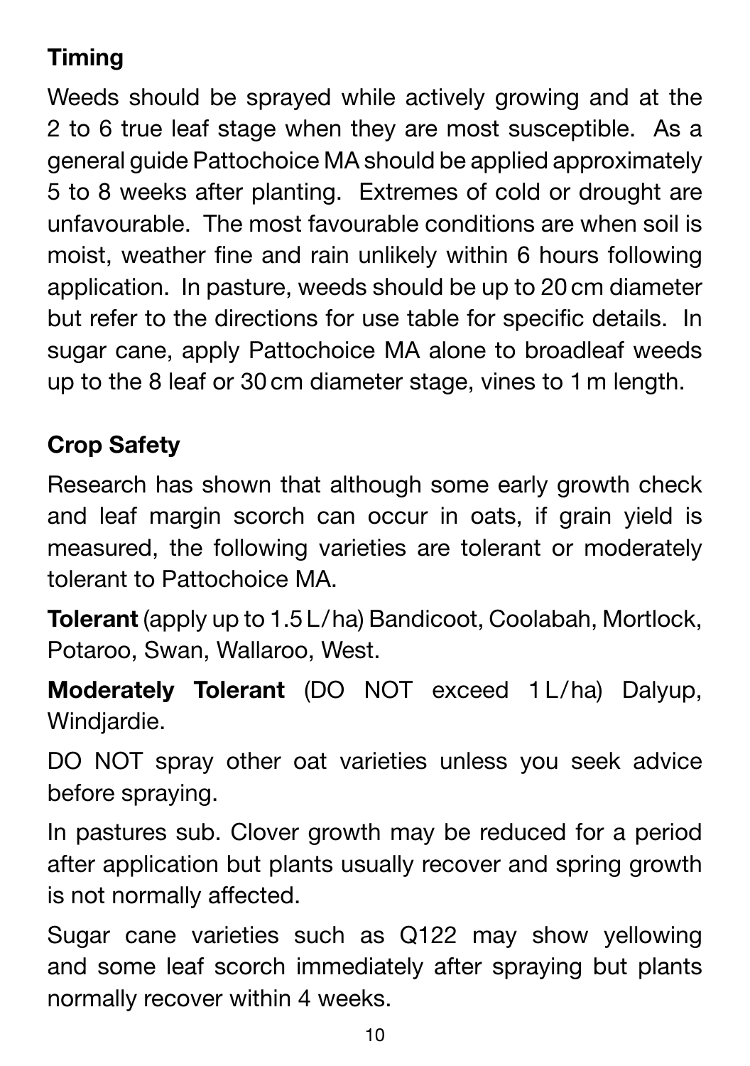## Timing

Weeds should be sprayed while actively growing and at the 2 to 6 true leaf stage when they are most susceptible. As a general guide Pattochoice MA should be applied approximately 5 to 8 weeks after planting. Extremes of cold or drought are unfavourable. The most favourable conditions are when soil is moist, weather fine and rain unlikely within 6 hours following application. In pasture, weeds should be up to 20 cm diameter but refer to the directions for use table for specific details. In sugar cane, apply Pattochoice MA alone to broadleaf weeds up to the 8 leaf or 30 cm diameter stage, vines to 1 m length.

## Crop Safety

Research has shown that although some early growth check and leaf margin scorch can occur in oats, if grain yield is measured, the following varieties are tolerant or moderately tolerant to Pattochoice MA.

**Tolerant** (apply up to 1.5 L/ha) Bandicoot, Coolabah, Mortlock, Potaroo, Swan, Wallaroo, West.

**Moderately Tolerant** (DO NOT exceed 1 L/ha) Dalyup, Windjardie.

DO NOT spray other oat varieties unless you seek advice before spraying.

In pastures sub. Clover growth may be reduced for a period after application but plants usually recover and spring growth is not normally affected.

Sugar cane varieties such as Q122 may show yellowing and some leaf scorch immediately after spraying but plants normally recover within 4 weeks.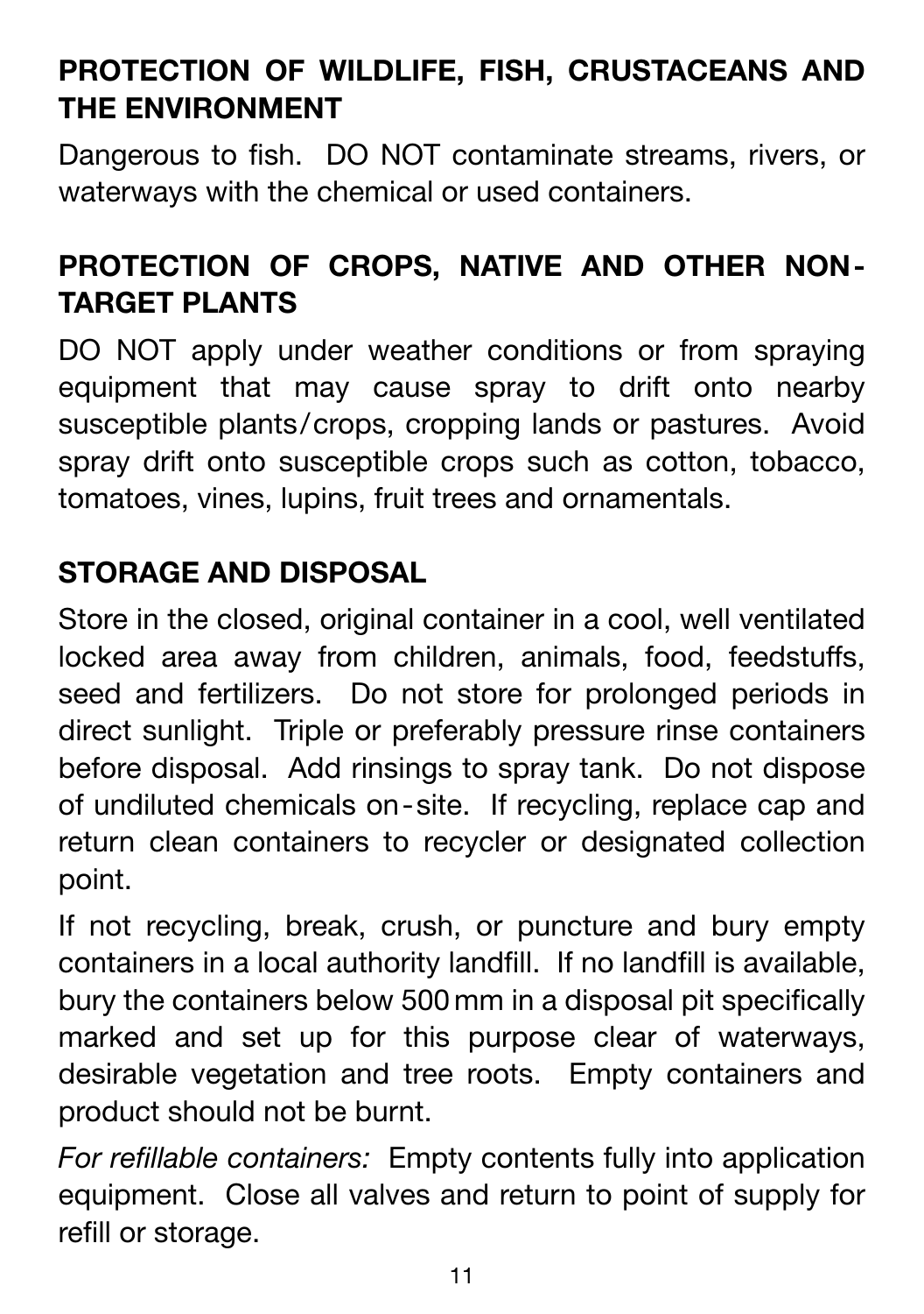## PROTECTION OF WILDLIFE, FISH, CRUSTACEANS AND THE ENVIRONMENT

Dangerous to fish. DO NOT contaminate streams, rivers, or waterways with the chemical or used containers.

## PROTECTION OF CROPS, NATIVE AND OTHER NON-TARGET PLANTS

DO NOT apply under weather conditions or from spraying equipment that may cause spray to drift onto nearby susceptible plants/crops, cropping lands or pastures. Avoid spray drift onto susceptible crops such as cotton, tobacco, tomatoes, vines, lupins, fruit trees and ornamentals.

## STORAGE AND DISPOSAL

Store in the closed, original container in a cool, well ventilated locked area away from children, animals, food, feedstuffs, seed and fertilizers. Do not store for prolonged periods in direct sunlight. Triple or preferably pressure rinse containers before disposal. Add rinsings to spray tank. Do not dispose of undiluted chemicals on-site. If recycling, replace cap and return clean containers to recycler or designated collection point.

If not recycling, break, crush, or puncture and bury empty containers in a local authority landfill. If no landfill is available, bury the containers below 500 mm in a disposal pit specifically marked and set up for this purpose clear of waterways, desirable vegetation and tree roots. Empty containers and product should not be burnt.

*For refillable containers:* Empty contents fully into application equipment. Close all valves and return to point of supply for refill or storage.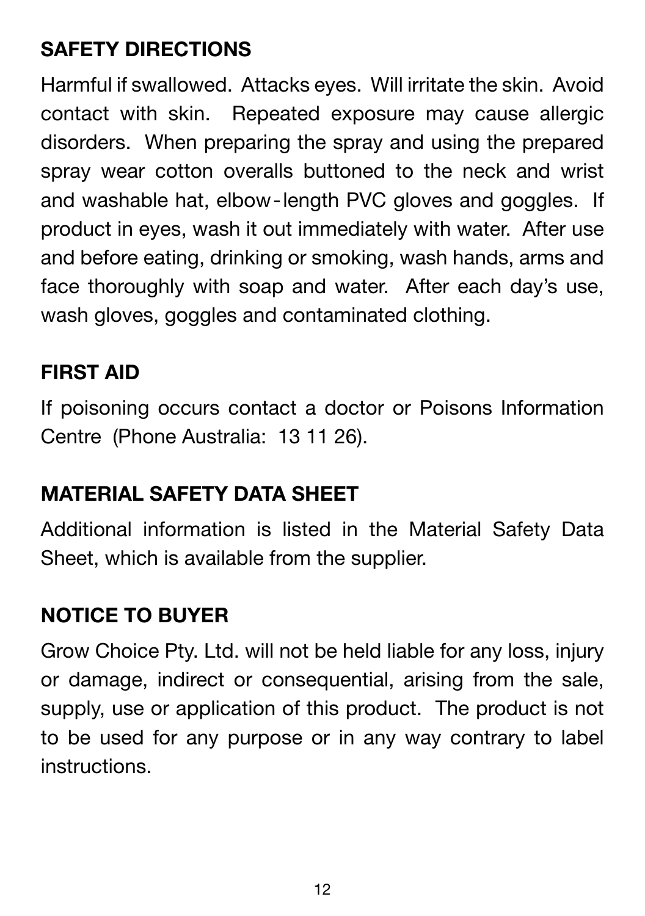## SAFETY DIRECTIONS

Harmful if swallowed. Attacks eyes. Will irritate the skin. Avoid contact with skin. Repeated exposure may cause allergic disorders. When preparing the spray and using the prepared spray wear cotton overalls buttoned to the neck and wrist and washable hat, elbow-length PVC gloves and goggles. If product in eyes, wash it out immediately with water. After use and before eating, drinking or smoking, wash hands, arms and face thoroughly with soap and water. After each day's use, wash gloves, goggles and contaminated clothing.

## FIRST AID

If poisoning occurs contact a doctor or Poisons Information Centre (Phone Australia: 13 11 26).

## MATERIAL SAFETY DATA SHEET

Additional information is listed in the Material Safety Data Sheet, which is available from the supplier.

## NOTICE TO BUYER

Grow Choice Pty. Ltd. will not be held liable for any loss, injury or damage, indirect or consequential, arising from the sale, supply, use or application of this product. The product is not to be used for any purpose or in any way contrary to label instructions.